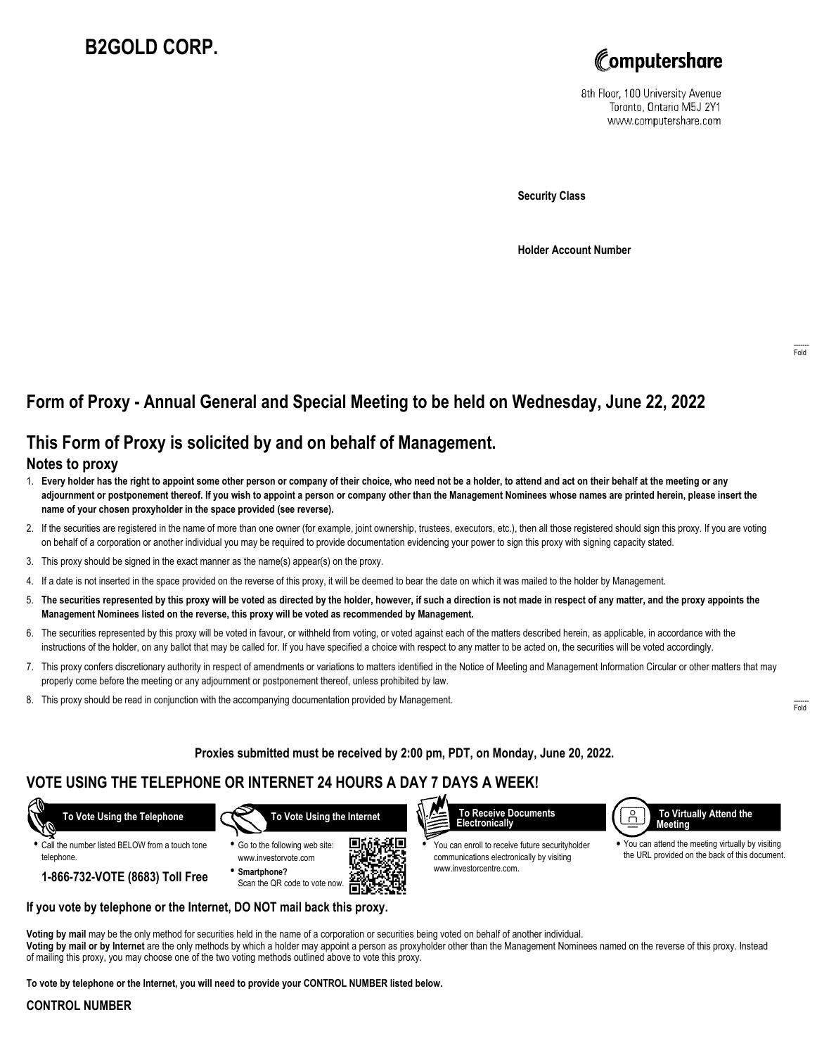# B2GOLD CORP.

Computershare

8th Floor, 100 University Avenue
Toronto, Ontario M5J 2Y1
www.computershare.com

**Security Class**

**Holder Account Number**

Fold

## Form of Proxy - Annual General and Special Meeting to be held on Wednesday, June 22, 2022

## This Form of Proxy is solicited by and on behalf of Management.

### Notes to proxy

1. **Every holder has the right to appoint some other person or company of their choice, who need not be a holder, to attend and act on their behalf at the meeting or any adjournment or postponement thereof. If you wish to appoint a person or company other than the Management Nominees whose names are printed herein, please insert the name of your chosen proxyholder in the space provided (see reverse).**
2. If the securities are registered in the name of more than one owner (for example, joint ownership, trustees, executors, etc.), then all those registered should sign this proxy. If you are voting on behalf of a corporation or another individual you may be required to provide documentation evidencing your power to sign this proxy with signing capacity stated.
3. This proxy should be signed in the exact manner as the name(s) appear(s) on the proxy.
4. If a date is not inserted in the space provided on the reverse of this proxy, it will be deemed to bear the date on which it was mailed to the holder by Management.
5. **The securities represented by this proxy will be voted as directed by the holder, however, if such a direction is not made in respect of any matter, and the proxy appoints the Management Nominees listed on the reverse, this proxy will be voted as recommended by Management.**
6. The securities represented by this proxy will be voted in favour, or withheld from voting, or voted against each of the matters described herein, as applicable, in accordance with the instructions of the holder, on any ballot that may be called for. If you have specified a choice with respect to any matter to be acted on, the securities will be voted accordingly.
7. This proxy confers discretionary authority in respect of amendments or variations to matters identified in the Notice of Meeting and Management Information Circular or other matters that may properly come before the meeting or any adjournment or postponement thereof, unless prohibited by law.
8. This proxy should be read in conjunction with the accompanying documentation provided by Management.

Fold

**Proxies submitted must be received by 2:00 pm, PDT, on Monday, June 20, 2022.**

## VOTE USING THE TELEPHONE OR INTERNET 24 HOURS A DAY 7 DAYS A WEEK!

**To Vote Using the Telephone**

- Call the number listed BELOW from a touch tone telephone.

**1-866-732-VOTE (8683) Toll Free**

**To Vote Using the Internet**

- Go to the following web site: www.investorvote.com
- **Smartphone?** Scan the QR code to vote now.

**To Receive Documents Electronically**

- You can enroll to receive future securityholder communications electronically by visiting www.investorcentre.com.

**To Virtually Attend the Meeting**

- You can attend the meeting virtually by visiting the URL provided on the back of this document.

**If you vote by telephone or the Internet, DO NOT mail back this proxy.**

**Voting by mail** may be the only method for securities held in the name of a corporation or securities being voted on behalf of another individual.
**Voting by mail or by Internet** are the only methods by which a holder may appoint a person as proxyholder other than the Management Nominees named on the reverse of this proxy. Instead of mailing this proxy, you may choose one of the two voting methods outlined above to vote this proxy.

**To vote by telephone or the Internet, you will need to provide your CONTROL NUMBER listed below.**

**CONTROL NUMBER**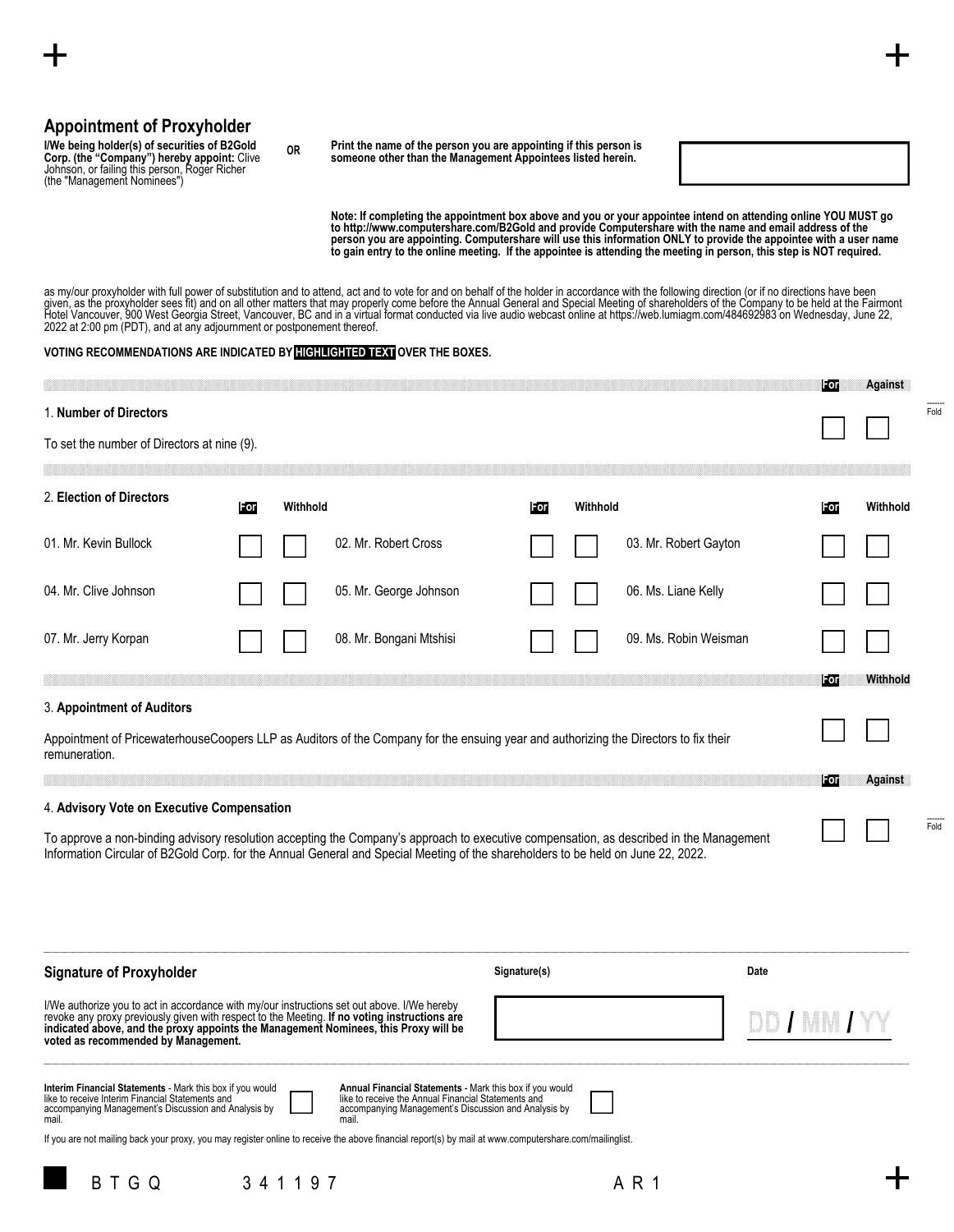## Appointment of Proxyholder

**I/We being holder(s) of securities of B2Gold Corp. (the "Company") hereby appoint:** Clive Johnson, or failing this person, Roger Richer (the "Management Nominees")

**OR**

**Print the name of the person you are appointing if this person is someone other than the Management Appointees listed herein.**

**Note: If completing the appointment box above and you or your appointee intend on attending online YOU MUST go to http://www.computershare.com/B2Gold and provide Computershare with the name and email address of the person you are appointing. Computershare will use this information ONLY to provide the appointee with a user name to gain entry to the online meeting. If the appointee is attending the meeting in person, this step is NOT required.**

as my/our proxyholder with full power of substitution and to attend, act and to vote for and on behalf of the holder in accordance with the following direction (or if no directions have been given, as the proxyholder sees fit) and on all other matters that may properly come before the Annual General and Special Meeting of shareholders of the Company to be held at the Fairmont Hotel Vancouver, 900 West Georgia Street, Vancouver, BC and in a virtual format conducted via live audio webcast online at https://web.lumiagm.com/484692983 on Wednesday, June 22, 2022 at 2:00 pm (PDT), and at any adjournment or postponement thereof.

**VOTING RECOMMENDATIONS ARE INDICATED BY HIGHLIGHTED TEXT OVER THE BOXES.**

| | For | Against |
|---|---|---|
| 1. **Number of Directors**<br>To set the number of Directors at nine (9). | ☐ | ☐ |

2. **Election of Directors**

| | For | Withhold | | For | Withhold | | For | Withhold |
|---|---|---|---|---|---|---|---|---|
| 01. Mr. Kevin Bullock | ☐ | ☐ | 02. Mr. Robert Cross | ☐ | ☐ | 03. Mr. Robert Gayton | ☐ | ☐ |
| 04. Mr. Clive Johnson | ☐ | ☐ | 05. Mr. George Johnson | ☐ | ☐ | 06. Ms. Liane Kelly | ☐ | ☐ |
| 07. Mr. Jerry Korpan | ☐ | ☐ | 08. Mr. Bongani Mtshisi | ☐ | ☐ | 09. Ms. Robin Weisman | ☐ | ☐ |

| | For | Withhold |
|---|---|---|
| 3. **Appointment of Auditors**<br>Appointment of PricewaterhouseCoopers LLP as Auditors of the Company for the ensuing year and authorizing the Directors to fix their remuneration. | ☐ | ☐ |

| | For | Against |
|---|---|---|
| 4. **Advisory Vote on Executive Compensation**<br>To approve a non-binding advisory resolution accepting the Company's approach to executive compensation, as described in the Management Information Circular of B2Gold Corp. for the Annual General and Special Meeting of the shareholders to be held on June 22, 2022. | ☐ | ☐ |

## Signature of Proxyholder

I/We authorize you to act in accordance with my/our instructions set out above. I/We hereby revoke any proxy previously given with respect to the Meeting. **If no voting instructions are indicated above, and the proxy appoints the Management Nominees, this Proxy will be voted as recommended by Management.**

**Signature(s)**

**Date**

DD / MM / YY

**Interim Financial Statements** - Mark this box if you would like to receive Interim Financial Statements and accompanying Management's Discussion and Analysis by mail. ☐

**Annual Financial Statements** - Mark this box if you would like to receive the Annual Financial Statements and accompanying Management's Discussion and Analysis by mail. ☐

If you are not mailing back your proxy, you may register online to receive the above financial report(s) by mail at www.computershare.com/mailinglist.

B T G Q 3 4 1 1 9 7 A R 1